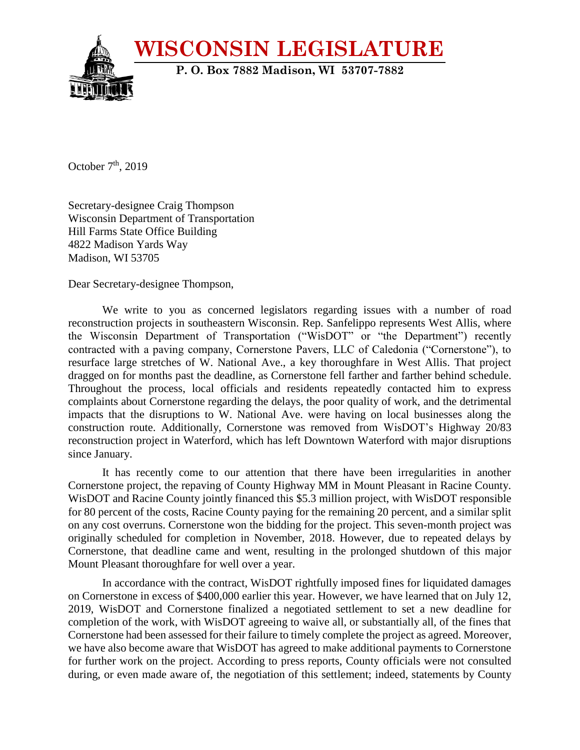# WISCONSIN LEGISLATURE

**P. O. Box 7882 Madison, WI 53707-7882**

October 7th, 2019

Secretary-designee Craig Thompson
Wisconsin Department of Transportation
Hill Farms State Office Building
4822 Madison Yards Way
Madison, WI 53705

Dear Secretary-designee Thompson,

We write to you as concerned legislators regarding issues with a number of road reconstruction projects in southeastern Wisconsin. Rep. Sanfelippo represents West Allis, where the Wisconsin Department of Transportation ("WisDOT" or "the Department") recently contracted with a paving company, Cornerstone Pavers, LLC of Caledonia ("Cornerstone"), to resurface large stretches of W. National Ave., a key thoroughfare in West Allis. That project dragged on for months past the deadline, as Cornerstone fell farther and farther behind schedule. Throughout the process, local officials and residents repeatedly contacted him to express complaints about Cornerstone regarding the delays, the poor quality of work, and the detrimental impacts that the disruptions to W. National Ave. were having on local businesses along the construction route. Additionally, Cornerstone was removed from WisDOT's Highway 20/83 reconstruction project in Waterford, which has left Downtown Waterford with major disruptions since January.

It has recently come to our attention that there have been irregularities in another Cornerstone project, the repaving of County Highway MM in Mount Pleasant in Racine County. WisDOT and Racine County jointly financed this $5.3 million project, with WisDOT responsible for 80 percent of the costs, Racine County paying for the remaining 20 percent, and a similar split on any cost overruns. Cornerstone won the bidding for the project. This seven-month project was originally scheduled for completion in November, 2018. However, due to repeated delays by Cornerstone, that deadline came and went, resulting in the prolonged shutdown of this major Mount Pleasant thoroughfare for well over a year.

In accordance with the contract, WisDOT rightfully imposed fines for liquidated damages on Cornerstone in excess of $400,000 earlier this year. However, we have learned that on July 12, 2019, WisDOT and Cornerstone finalized a negotiated settlement to set a new deadline for completion of the work, with WisDOT agreeing to waive all, or substantially all, of the fines that Cornerstone had been assessed for their failure to timely complete the project as agreed. Moreover, we have also become aware that WisDOT has agreed to make additional payments to Cornerstone for further work on the project. According to press reports, County officials were not consulted during, or even made aware of, the negotiation of this settlement; indeed, statements by County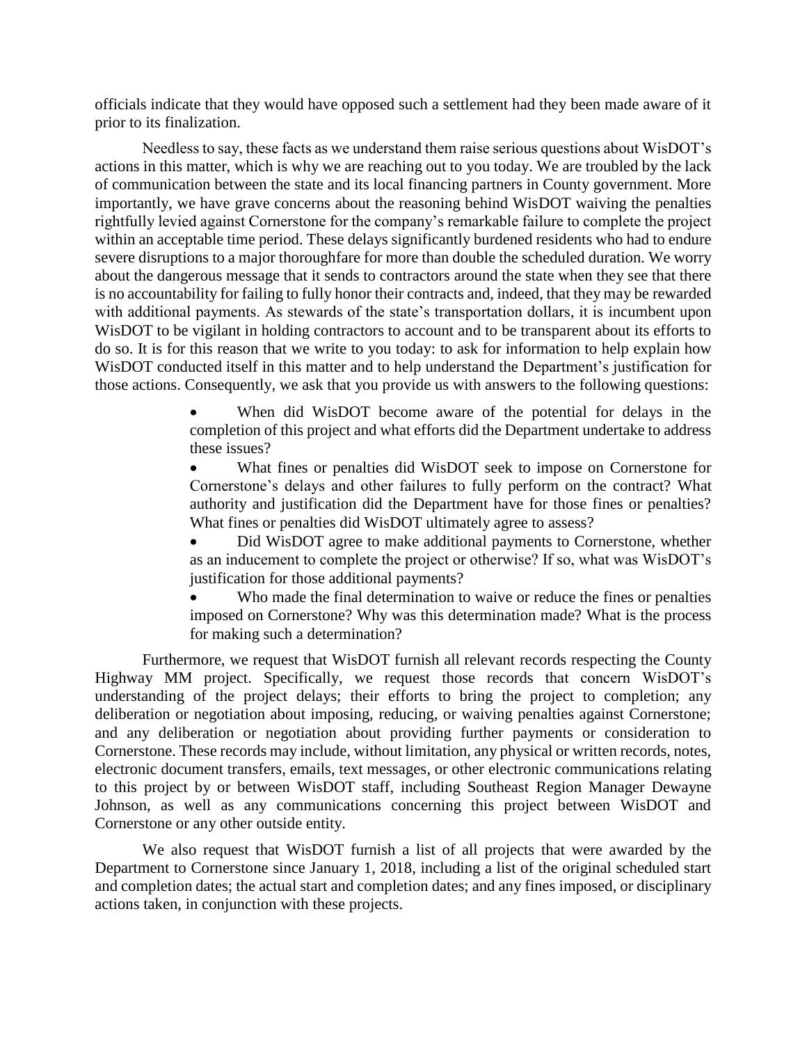officials indicate that they would have opposed such a settlement had they been made aware of it prior to its finalization.

Needless to say, these facts as we understand them raise serious questions about WisDOT's actions in this matter, which is why we are reaching out to you today. We are troubled by the lack of communication between the state and its local financing partners in County government. More importantly, we have grave concerns about the reasoning behind WisDOT waiving the penalties rightfully levied against Cornerstone for the company's remarkable failure to complete the project within an acceptable time period. These delays significantly burdened residents who had to endure severe disruptions to a major thoroughfare for more than double the scheduled duration. We worry about the dangerous message that it sends to contractors around the state when they see that there is no accountability for failing to fully honor their contracts and, indeed, that they may be rewarded with additional payments. As stewards of the state's transportation dollars, it is incumbent upon WisDOT to be vigilant in holding contractors to account and to be transparent about its efforts to do so. It is for this reason that we write to you today: to ask for information to help explain how WisDOT conducted itself in this matter and to help understand the Department's justification for those actions. Consequently, we ask that you provide us with answers to the following questions:

- When did WisDOT become aware of the potential for delays in the completion of this project and what efforts did the Department undertake to address these issues?
- What fines or penalties did WisDOT seek to impose on Cornerstone for Cornerstone's delays and other failures to fully perform on the contract? What authority and justification did the Department have for those fines or penalties? What fines or penalties did WisDOT ultimately agree to assess?
- Did WisDOT agree to make additional payments to Cornerstone, whether as an inducement to complete the project or otherwise? If so, what was WisDOT's justification for those additional payments?
- Who made the final determination to waive or reduce the fines or penalties imposed on Cornerstone? Why was this determination made? What is the process for making such a determination?

Furthermore, we request that WisDOT furnish all relevant records respecting the County Highway MM project. Specifically, we request those records that concern WisDOT's understanding of the project delays; their efforts to bring the project to completion; any deliberation or negotiation about imposing, reducing, or waiving penalties against Cornerstone; and any deliberation or negotiation about providing further payments or consideration to Cornerstone. These records may include, without limitation, any physical or written records, notes, electronic document transfers, emails, text messages, or other electronic communications relating to this project by or between WisDOT staff, including Southeast Region Manager Dewayne Johnson, as well as any communications concerning this project between WisDOT and Cornerstone or any other outside entity.

We also request that WisDOT furnish a list of all projects that were awarded by the Department to Cornerstone since January 1, 2018, including a list of the original scheduled start and completion dates; the actual start and completion dates; and any fines imposed, or disciplinary actions taken, in conjunction with these projects.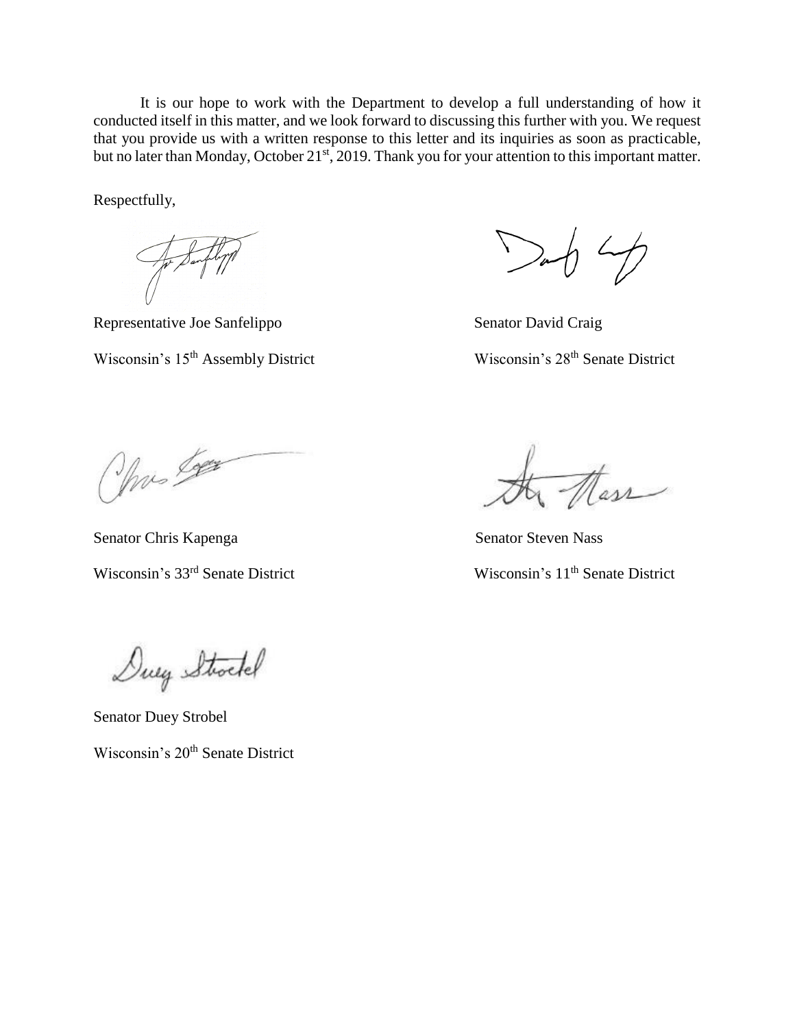It is our hope to work with the Department to develop a full understanding of how it conducted itself in this matter, and we look forward to discussing this further with you. We request that you provide us with a written response to this letter and its inquiries as soon as practicable, but no later than Monday, October 21st, 2019. Thank you for your attention to this important matter.

Respectfully,

Representative Joe Sanfelippo
Wisconsin's 15th Assembly District

Senator David Craig
Wisconsin's 28th Senate District

Senator Chris Kapenga
Wisconsin's 33rd Senate District

Senator Steven Nass
Wisconsin's 11th Senate District

Senator Duey Strobel
Wisconsin's 20th Senate District